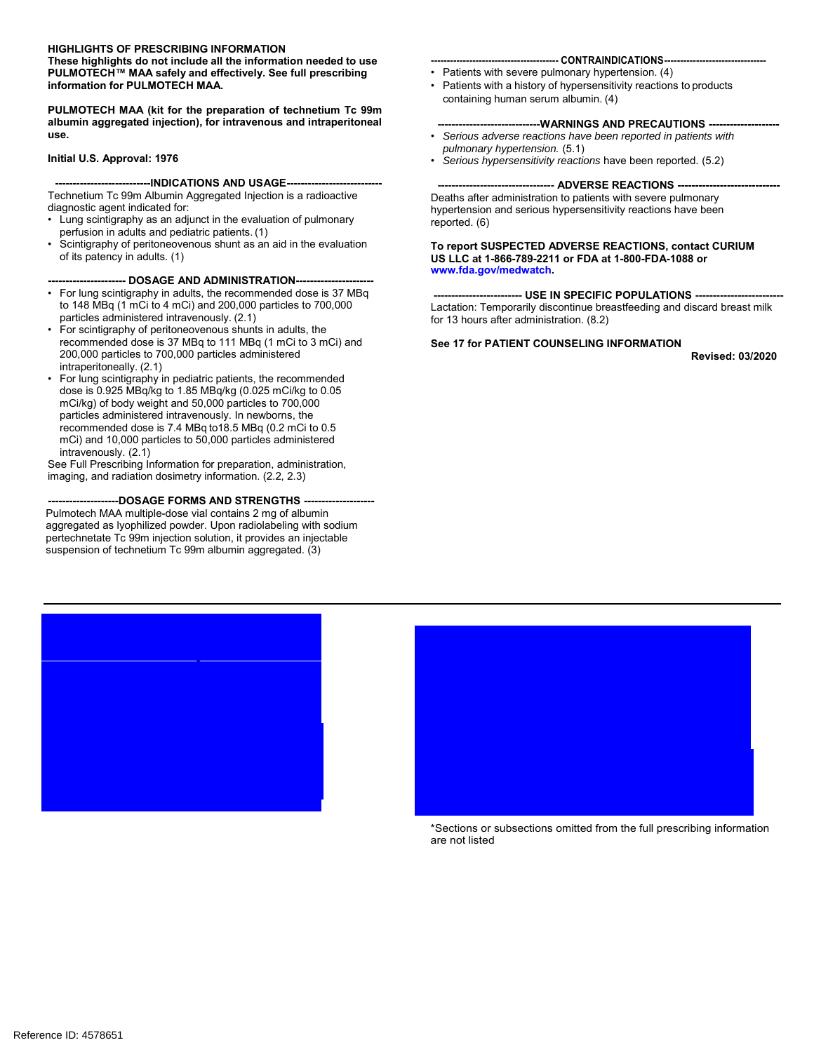**HIGHLIGHTS OF PRESCRIBING INFORMATION**
**These highlights do not include all the information needed to use PULMOTECH™ MAA safely and effectively. See full prescribing information for PULMOTECH MAA.**

**PULMOTECH MAA (kit for the preparation of technetium Tc 99m albumin aggregated injection), for intravenous and intraperitoneal use.**

**Initial U.S. Approval: 1976**

## INDICATIONS AND USAGE

Technetium Tc 99m Albumin Aggregated Injection is a radioactive diagnostic agent indicated for:

- Lung scintigraphy as an adjunct in the evaluation of pulmonary perfusion in adults and pediatric patients. (1)
- Scintigraphy of peritoneovenous shunt as an aid in the evaluation of its patency in adults. (1)

## DOSAGE AND ADMINISTRATION

- For lung scintigraphy in adults, the recommended dose is 37 MBq to 148 MBq (1 mCi to 4 mCi) and 200,000 particles to 700,000 particles administered intravenously. (2.1)
- For scintigraphy of peritoneovenous shunts in adults, the recommended dose is 37 MBq to 111 MBq (1 mCi to 3 mCi) and 200,000 particles to 700,000 particles administered intraperitoneally. (2.1)
- For lung scintigraphy in pediatric patients, the recommended dose is 0.925 MBq/kg to 1.85 MBq/kg (0.025 mCi/kg to 0.05 mCi/kg) of body weight and 50,000 particles to 700,000 particles administered intravenously. In newborns, the recommended dose is 7.4 MBq to18.5 MBq (0.2 mCi to 0.5 mCi) and 10,000 particles to 50,000 particles administered intravenously. (2.1)

See Full Prescribing Information for preparation, administration, imaging, and radiation dosimetry information. (2.2, 2.3)

## DOSAGE FORMS AND STRENGTHS

Pulmotech MAA multiple-dose vial contains 2 mg of albumin aggregated as lyophilized powder. Upon radiolabeling with sodium pertechnetate Tc 99m injection solution, it provides an injectable suspension of technetium Tc 99m albumin aggregated. (3)

## CONTRAINDICATIONS

- Patients with severe pulmonary hypertension. (4)
- Patients with a history of hypersensitivity reactions to products containing human serum albumin. (4)

## WARNINGS AND PRECAUTIONS

- *Serious adverse reactions have been reported in patients with pulmonary hypertension.* (5.1)
- *Serious hypersensitivity reactions* have been reported. (5.2)

## ADVERSE REACTIONS

Deaths after administration to patients with severe pulmonary hypertension and serious hypersensitivity reactions have been reported. (6)

**To report SUSPECTED ADVERSE REACTIONS, contact CURIUM US LLC at 1-866-789-2211 or FDA at 1-800-FDA-1088 or www.fda.gov/medwatch.**

## USE IN SPECIFIC POPULATIONS

Lactation: Temporarily discontinue breastfeeding and discard breast milk for 13 hours after administration. (8.2)

**See 17 for PATIENT COUNSELING INFORMATION**

**Revised: 03/2020**

*Sections or subsections omitted from the full prescribing information are not listed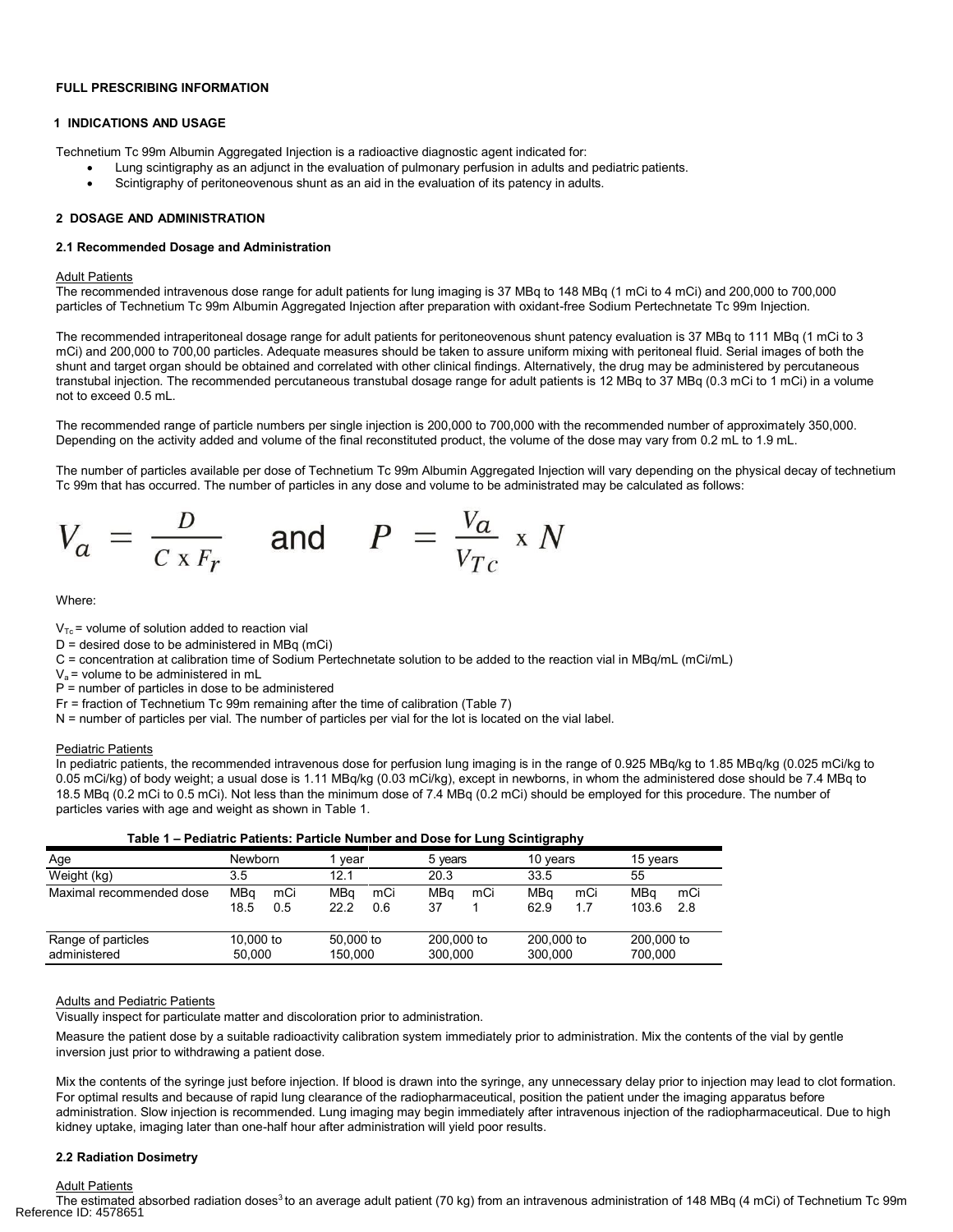# FULL PRESCRIBING INFORMATION

## 1 INDICATIONS AND USAGE

Technetium Tc 99m Albumin Aggregated Injection is a radioactive diagnostic agent indicated for:

- Lung scintigraphy as an adjunct in the evaluation of pulmonary perfusion in adults and pediatric patients.
- Scintigraphy of peritoneovenous shunt as an aid in the evaluation of its patency in adults.

## 2 DOSAGE AND ADMINISTRATION

### 2.1 Recommended Dosage and Administration

Adult Patients

The recommended intravenous dose range for adult patients for lung imaging is 37 MBq to 148 MBq (1 mCi to 4 mCi) and 200,000 to 700,000 particles of Technetium Tc 99m Albumin Aggregated Injection after preparation with oxidant-free Sodium Pertechnetate Tc 99m Injection.

The recommended intraperitoneal dosage range for adult patients for peritoneovenous shunt patency evaluation is 37 MBq to 111 MBq (1 mCi to 3 mCi) and 200,000 to 700,00 particles. Adequate measures should be taken to assure uniform mixing with peritoneal fluid. Serial images of both the shunt and target organ should be obtained and correlated with other clinical findings. Alternatively, the drug may be administered by percutaneous transtubal injection. The recommended percutaneous transtubal dosage range for adult patients is 12 MBq to 37 MBq (0.3 mCi to 1 mCi) in a volume not to exceed 0.5 mL.

The recommended range of particle numbers per single injection is 200,000 to 700,000 with the recommended number of approximately 350,000. Depending on the activity added and volume of the final reconstituted product, the volume of the dose may vary from 0.2 mL to 1.9 mL.

The number of particles available per dose of Technetium Tc 99m Albumin Aggregated Injection will vary depending on the physical decay of technetium Tc 99m that has occurred. The number of particles in any dose and volume to be administrated may be calculated as follows:

$$V_a = \frac{D}{C \times F_r} \quad \text{and} \quad P = \frac{V_a}{V_{Tc}} \times N$$

Where:

$V_{Tc}$ = volume of solution added to reaction vial
D = desired dose to be administered in MBq (mCi)
C = concentration at calibration time of Sodium Pertechnetate solution to be added to the reaction vial in MBq/mL (mCi/mL)
$V_a$ = volume to be administered in mL
P = number of particles in dose to be administered
Fr = fraction of Technetium Tc 99m remaining after the time of calibration (Table 7)
N = number of particles per vial. The number of particles per vial for the lot is located on the vial label.

Pediatric Patients

In pediatric patients, the recommended intravenous dose for perfusion lung imaging is in the range of 0.925 MBq/kg to 1.85 MBq/kg (0.025 mCi/kg to 0.05 mCi/kg) of body weight; a usual dose is 1.11 MBq/kg (0.03 mCi/kg), except in newborns, in whom the administered dose should be 7.4 MBq to 18.5 MBq (0.2 mCi to 0.5 mCi). Not less than the minimum dose of 7.4 MBq (0.2 mCi) should be employed for this procedure. The number of particles varies with age and weight as shown in Table 1.

**Table 1 – Pediatric Patients: Particle Number and Dose for Lung Scintigraphy**

| Age | Newborn | | 1 year | | 5 years | | 10 years | | 15 years | |
|---|---|---|---|---|---|---|---|---|---|---|
| Weight (kg) | 3.5 | | 12.1 | | 20.3 | | 33.5 | | 55 | |
| Maximal recommended dose | MBq | mCi | MBq | mCi | MBq | mCi | MBq | mCi | MBq | mCi |
| | 18.5 | 0.5 | 22.2 | 0.6 | 37 | 1 | 62.9 | 1.7 | 103.6 | 2.8 |
| Range of particles administered | 10,000 to 50,000 | | 50,000 to 150,000 | | 200,000 to 300,000 | | 200,000 to 300,000 | | 200,000 to 700,000 | |

Adults and Pediatric Patients

Visually inspect for particulate matter and discoloration prior to administration.

Measure the patient dose by a suitable radioactivity calibration system immediately prior to administration. Mix the contents of the vial by gentle inversion just prior to withdrawing a patient dose.

Mix the contents of the syringe just before injection. If blood is drawn into the syringe, any unnecessary delay prior to injection may lead to clot formation. For optimal results and because of rapid lung clearance of the radiopharmaceutical, position the patient under the imaging apparatus before administration. Slow injection is recommended. Lung imaging may begin immediately after intravenous injection of the radiopharmaceutical. Due to high kidney uptake, imaging later than one-half hour after administration will yield poor results.

### 2.2 Radiation Dosimetry

Adult Patients

The estimated absorbed radiation doses[3] to an average adult patient (70 kg) from an intravenous administration of 148 MBq (4 mCi) of Technetium Tc 99m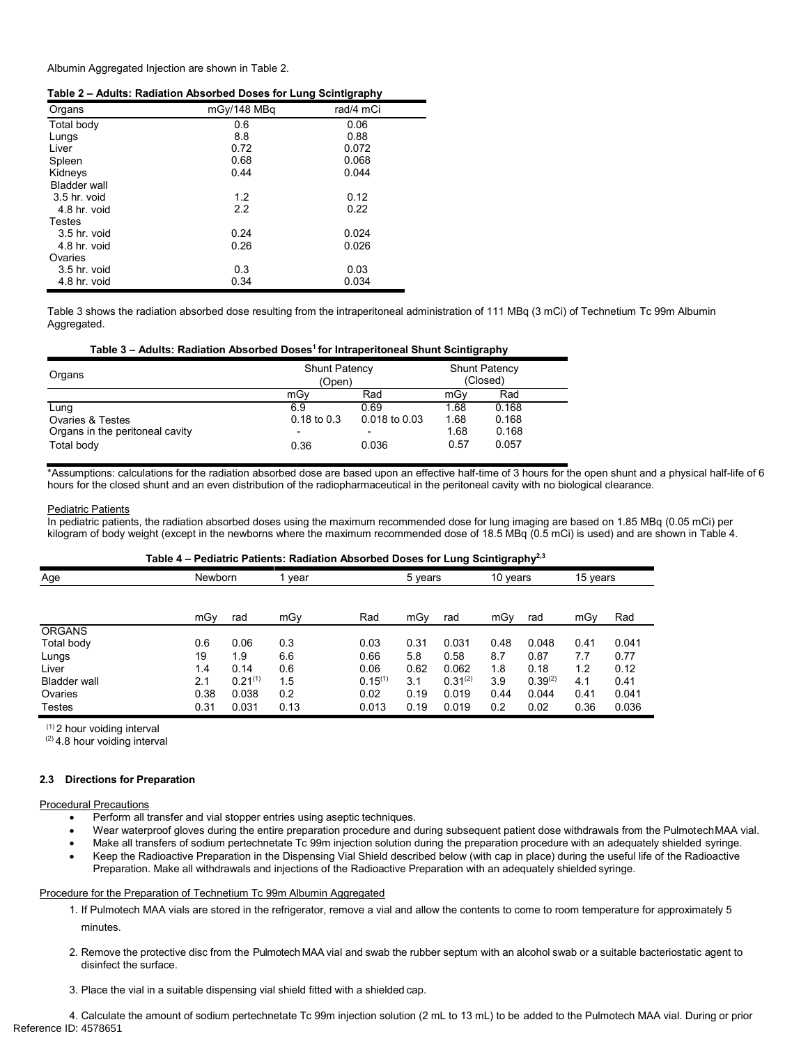Albumin Aggregated Injection are shown in Table 2.

**Table 2 – Adults: Radiation Absorbed Doses for Lung Scintigraphy**

| Organs | mGy/148 MBq | rad/4 mCi |
|---|---|---|
| Total body | 0.6 | 0.06 |
| Lungs | 8.8 | 0.88 |
| Liver | 0.72 | 0.072 |
| Spleen | 0.68 | 0.068 |
| Kidneys | 0.44 | 0.044 |
| Bladder wall | | |
| 3.5 hr. void | 1.2 | 0.12 |
| 4.8 hr. void | 2.2 | 0.22 |
| Testes | | |
| 3.5 hr. void | 0.24 | 0.024 |
| 4.8 hr. void | 0.26 | 0.026 |
| Ovaries | | |
| 3.5 hr. void | 0.3 | 0.03 |
| 4.8 hr. void | 0.34 | 0.034 |

Table 3 shows the radiation absorbed dose resulting from the intraperitoneal administration of 111 MBq (3 mCi) of Technetium Tc 99m Albumin Aggregated.

**Table 3 – Adults: Radiation Absorbed Doses[1] for Intraperitoneal Shunt Scintigraphy**

| Organs | Shunt Patency (Open) | | Shunt Patency (Closed) | |
|---|---|---|---|---|
| | mGy | Rad | mGy | Rad |
| Lung | 6.9 | 0.69 | 1.68 | 0.168 |
| Ovaries & Testes | 0.18 to 0.3 | 0.018 to 0.03 | 1.68 | 0.168 |
| Organs in the peritoneal cavity | - | - | 1.68 | 0.168 |
| Total body | 0.36 | 0.036 | 0.57 | 0.057 |

*Assumptions: calculations for the radiation absorbed dose are based upon an effective half-time of 3 hours for the open shunt and a physical half-life of 6 hours for the closed shunt and an even distribution of the radiopharmaceutical in the peritoneal cavity with no biological clearance.

Pediatric Patients

In pediatric patients, the radiation absorbed doses using the maximum recommended dose for lung imaging are based on 1.85 MBq (0.05 mCi) per kilogram of body weight (except in the newborns where the maximum recommended dose of 18.5 MBq (0.5 mCi) is used) and are shown in Table 4.

**Table 4 – Pediatric Patients: Radiation Absorbed Doses for Lung Scintigraphy[2,3]**

| Age | Newborn | | 1 year | | 5 years | | 10 years | | 15 years | |
|---|---|---|---|---|---|---|---|---|---|---|
| | mGy | rad | mGy | Rad | mGy | rad | mGy | rad | mGy | Rad |
| ORGANS | | | | | | | | | | |
| Total body | 0.6 | 0.06 | 0.3 | 0.03 | 0.31 | 0.031 | 0.48 | 0.048 | 0.41 | 0.041 |
| Lungs | 19 | 1.9 | 6.6 | 0.66 | 5.8 | 0.58 | 8.7 | 0.87 | 7.7 | 0.77 |
| Liver | 1.4 | 0.14 | 0.6 | 0.06 | 0.62 | 0.062 | 1.8 | 0.18 | 1.2 | 0.12 |
| Bladder wall | 2.1 | 0.21[(1)] | 1.5 | 0.15[(1)] | 3.1 | 0.31[(2)] | 3.9 | 0.39[(2)] | 4.1 | 0.41 |
| Ovaries | 0.38 | 0.038 | 0.2 | 0.02 | 0.19 | 0.019 | 0.44 | 0.044 | 0.41 | 0.041 |
| Testes | 0.31 | 0.031 | 0.13 | 0.013 | 0.19 | 0.019 | 0.2 | 0.02 | 0.36 | 0.036 |

[(1)] 2 hour voiding interval

[(2)] 4.8 hour voiding interval

### 2.3 Directions for Preparation

Procedural Precautions

- Perform all transfer and vial stopper entries using aseptic techniques.
- Wear waterproof gloves during the entire preparation procedure and during subsequent patient dose withdrawals from the Pulmotech MAA vial.
- Make all transfers of sodium pertechnetate Tc 99m injection solution during the preparation procedure with an adequately shielded syringe.
- Keep the Radioactive Preparation in the Dispensing Vial Shield described below (with cap in place) during the useful life of the Radioactive Preparation. Make all withdrawals and injections of the Radioactive Preparation with an adequately shielded syringe.

Procedure for the Preparation of Technetium Tc 99m Albumin Aggregated

1. If Pulmotech MAA vials are stored in the refrigerator, remove a vial and allow the contents to come to room temperature for approximately 5 minutes.

2. Remove the protective disc from the Pulmotech MAA vial and swab the rubber septum with an alcohol swab or a suitable bacteriostatic agent to disinfect the surface.

3. Place the vial in a suitable dispensing vial shield fitted with a shielded cap.

4. Calculate the amount of sodium pertechnetate Tc 99m injection solution (2 mL to 13 mL) to be added to the Pulmotech MAA vial. During or prior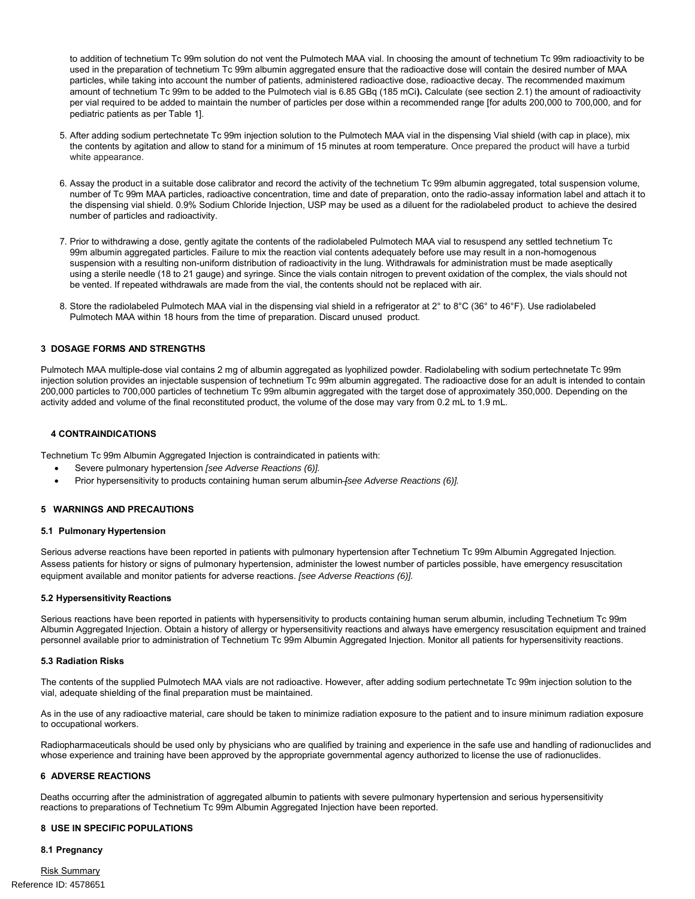to addition of technetium Tc 99m solution do not vent the Pulmotech MAA vial. In choosing the amount of technetium Tc 99m radioactivity to be used in the preparation of technetium Tc 99m albumin aggregated ensure that the radioactive dose will contain the desired number of MAA particles, while taking into account the number of patients, administered radioactive dose, radioactive decay. The recommended maximum amount of technetium Tc 99m to be added to the Pulmotech vial is 6.85 GBq (185 mCi**).** Calculate (see section 2.1) the amount of radioactivity per vial required to be added to maintain the number of particles per dose within a recommended range [for adults 200,000 to 700,000, and for pediatric patients as per Table 1].

5. After adding sodium pertechnetate Tc 99m injection solution to the Pulmotech MAA vial in the dispensing Vial shield (with cap in place), mix the contents by agitation and allow to stand for a minimum of 15 minutes at room temperature. Once prepared the product will have a turbid white appearance.

6. Assay the product in a suitable dose calibrator and record the activity of the technetium Tc 99m albumin aggregated, total suspension volume, number of Tc 99m MAA particles, radioactive concentration, time and date of preparation, onto the radio-assay information label and attach it to the dispensing vial shield. 0.9% Sodium Chloride Injection, USP may be used as a diluent for the radiolabeled product to achieve the desired number of particles and radioactivity.

7. Prior to withdrawing a dose, gently agitate the contents of the radiolabeled Pulmotech MAA vial to resuspend any settled technetium Tc 99m albumin aggregated particles. Failure to mix the reaction vial contents adequately before use may result in a non-homogenous suspension with a resulting non-uniform distribution of radioactivity in the lung. Withdrawals for administration must be made aseptically using a sterile needle (18 to 21 gauge) and syringe. Since the vials contain nitrogen to prevent oxidation of the complex, the vials should not be vented. If repeated withdrawals are made from the vial, the contents should not be replaced with air.

8. Store the radiolabeled Pulmotech MAA vial in the dispensing vial shield in a refrigerator at 2° to 8°C (36° to 46°F). Use radiolabeled Pulmotech MAA within 18 hours from the time of preparation. Discard unused product.

## 3 DOSAGE FORMS AND STRENGTHS

Pulmotech MAA multiple-dose vial contains 2 mg of albumin aggregated as lyophilized powder. Radiolabeling with sodium pertechnetate Tc 99m injection solution provides an injectable suspension of technetium Tc 99m albumin aggregated. The radioactive dose for an adult is intended to contain 200,000 particles to 700,000 particles of technetium Tc 99m albumin aggregated with the target dose of approximately 350,000. Depending on the activity added and volume of the final reconstituted product, the volume of the dose may vary from 0.2 mL to 1.9 mL.

## 4 CONTRAINDICATIONS

Technetium Tc 99m Albumin Aggregated Injection is contraindicated in patients with:

- Severe pulmonary hypertension *[see Adverse Reactions (6)].*
- Prior hypersensitivity to products containing human serum albumin *[see Adverse Reactions (6)].*

## 5 WARNINGS AND PRECAUTIONS

### 5.1 Pulmonary Hypertension

Serious adverse reactions have been reported in patients with pulmonary hypertension after Technetium Tc 99m Albumin Aggregated Injection. Assess patients for history or signs of pulmonary hypertension, administer the lowest number of particles possible, have emergency resuscitation equipment available and monitor patients for adverse reactions. *[see Adverse Reactions (6)].*

### 5.2 Hypersensitivity Reactions

Serious reactions have been reported in patients with hypersensitivity to products containing human serum albumin, including Technetium Tc 99m Albumin Aggregated Injection. Obtain a history of allergy or hypersensitivity reactions and always have emergency resuscitation equipment and trained personnel available prior to administration of Technetium Tc 99m Albumin Aggregated Injection. Monitor all patients for hypersensitivity reactions.

### 5.3 Radiation Risks

The contents of the supplied Pulmotech MAA vials are not radioactive. However, after adding sodium pertechnetate Tc 99m injection solution to the vial, adequate shielding of the final preparation must be maintained.

As in the use of any radioactive material, care should be taken to minimize radiation exposure to the patient and to insure minimum radiation exposure to occupational workers.

Radiopharmaceuticals should be used only by physicians who are qualified by training and experience in the safe use and handling of radionuclides and whose experience and training have been approved by the appropriate governmental agency authorized to license the use of radionuclides.

## 6 ADVERSE REACTIONS

Deaths occurring after the administration of aggregated albumin to patients with severe pulmonary hypertension and serious hypersensitivity reactions to preparations of Technetium Tc 99m Albumin Aggregated Injection have been reported.

## 8 USE IN SPECIFIC POPULATIONS

### 8.1 Pregnancy

Risk Summary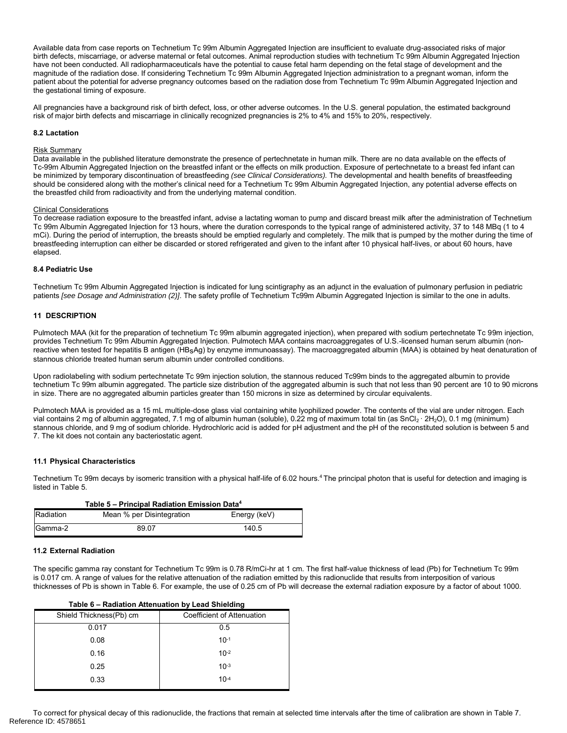Available data from case reports on Technetium Tc 99m Albumin Aggregated Injection are insufficient to evaluate drug-associated risks of major birth defects, miscarriage, or adverse maternal or fetal outcomes. Animal reproduction studies with technetium Tc 99m Albumin Aggregated Injection have not been conducted. All radiopharmaceuticals have the potential to cause fetal harm depending on the fetal stage of development and the magnitude of the radiation dose. If considering Technetium Tc 99m Albumin Aggregated Injection administration to a pregnant woman, inform the patient about the potential for adverse pregnancy outcomes based on the radiation dose from Technetium Tc 99m Albumin Aggregated Injection and the gestational timing of exposure.

All pregnancies have a background risk of birth defect, loss, or other adverse outcomes. In the U.S. general population, the estimated background risk of major birth defects and miscarriage in clinically recognized pregnancies is 2% to 4% and 15% to 20%, respectively.

### 8.2 Lactation

Risk Summary

Data available in the published literature demonstrate the presence of pertechnetate in human milk. There are no data available on the effects of Tc-99m Albumin Aggregated Injection on the breastfed infant or the effects on milk production. Exposure of pertechnetate to a breast fed infant can be minimized by temporary discontinuation of breastfeeding *(see Clinical Considerations).* The developmental and health benefits of breastfeeding should be considered along with the mother's clinical need for a Technetium Tc 99m Albumin Aggregated Injection, any potential adverse effects on the breastfed child from radioactivity and from the underlying maternal condition.

Clinical Considerations

To decrease radiation exposure to the breastfed infant, advise a lactating woman to pump and discard breast milk after the administration of Technetium Tc 99m Albumin Aggregated Injection for 13 hours, where the duration corresponds to the typical range of administered activity, 37 to 148 MBq (1 to 4 mCi). During the period of interruption, the breasts should be emptied regularly and completely. The milk that is pumped by the mother during the time of breastfeeding interruption can either be discarded or stored refrigerated and given to the infant after 10 physical half-lives, or about 60 hours, have elapsed.

### 8.4 Pediatric Use

Technetium Tc 99m Albumin Aggregated Injection is indicated for lung scintigraphy as an adjunct in the evaluation of pulmonary perfusion in pediatric patients *[see Dosage and Administration (2)]*. The safety profile of Technetium Tc99m Albumin Aggregated Injection is similar to the one in adults.

## 11 DESCRIPTION

Pulmotech MAA (kit for the preparation of technetium Tc 99m albumin aggregated injection), when prepared with sodium pertechnetate Tc 99m injection, provides Technetium Tc 99m Albumin Aggregated Injection. Pulmotech MAA contains macroaggregates of U.S.-licensed human serum albumin (non-reactive when tested for hepatitis B antigen ($HB_SAg$) by enzyme immunoassay). The macroaggregated albumin (MAA) is obtained by heat denaturation of stannous chloride treated human serum albumin under controlled conditions.

Upon radiolabeling with sodium pertechnetate Tc 99m injection solution, the stannous reduced Tc99m binds to the aggregated albumin to provide technetium Tc 99m albumin aggregated. The particle size distribution of the aggregated albumin is such that not less than 90 percent are 10 to 90 microns in size. There are no aggregated albumin particles greater than 150 microns in size as determined by circular equivalents.

Pulmotech MAA is provided as a 15 mL multiple-dose glass vial containing white lyophilized powder. The contents of the vial are under nitrogen. Each vial contains 2 mg of albumin aggregated, 7.1 mg of albumin human (soluble), 0.22 mg of maximum total tin (as $SnCl_2 \cdot 2H_2O$), 0.1 mg (minimum) stannous chloride, and 9 mg of sodium chloride. Hydrochloric acid is added for pH adjustment and the pH of the reconstituted solution is between 5 and 7. The kit does not contain any bacteriostatic agent.

### 11.1 Physical Characteristics

Technetium Tc 99m decays by isomeric transition with a physical half-life of 6.02 hours.[4] The principal photon that is useful for detection and imaging is listed in Table 5.

**Table 5 – Principal Radiation Emission Data[4]**

| Radiation | Mean % per Disintegration | Energy (keV) |
|---|---|---|
| Gamma-2 | 89.07 | 140.5 |

### 11.2 External Radiation

The specific gamma ray constant for Technetium Tc 99m is 0.78 R/mCi-hr at 1 cm. The first half-value thickness of lead (Pb) for Technetium Tc 99m is 0.017 cm. A range of values for the relative attenuation of the radiation emitted by this radionuclide that results from interposition of various thicknesses of Pb is shown in Table 6. For example, the use of 0.25 cm of Pb will decrease the external radiation exposure by a factor of about 1000.

**Table 6 – Radiation Attenuation by Lead Shielding**

| Shield Thickness(Pb) cm | Coefficient of Attenuation |
|---|---|
| 0.017 | 0.5 |
| 0.08 | $10^{-1}$ |
| 0.16 | $10^{-2}$ |
| 0.25 | $10^{-3}$ |
| 0.33 | $10^{-4}$ |

To correct for physical decay of this radionuclide, the fractions that remain at selected time intervals after the time of calibration are shown in Table 7.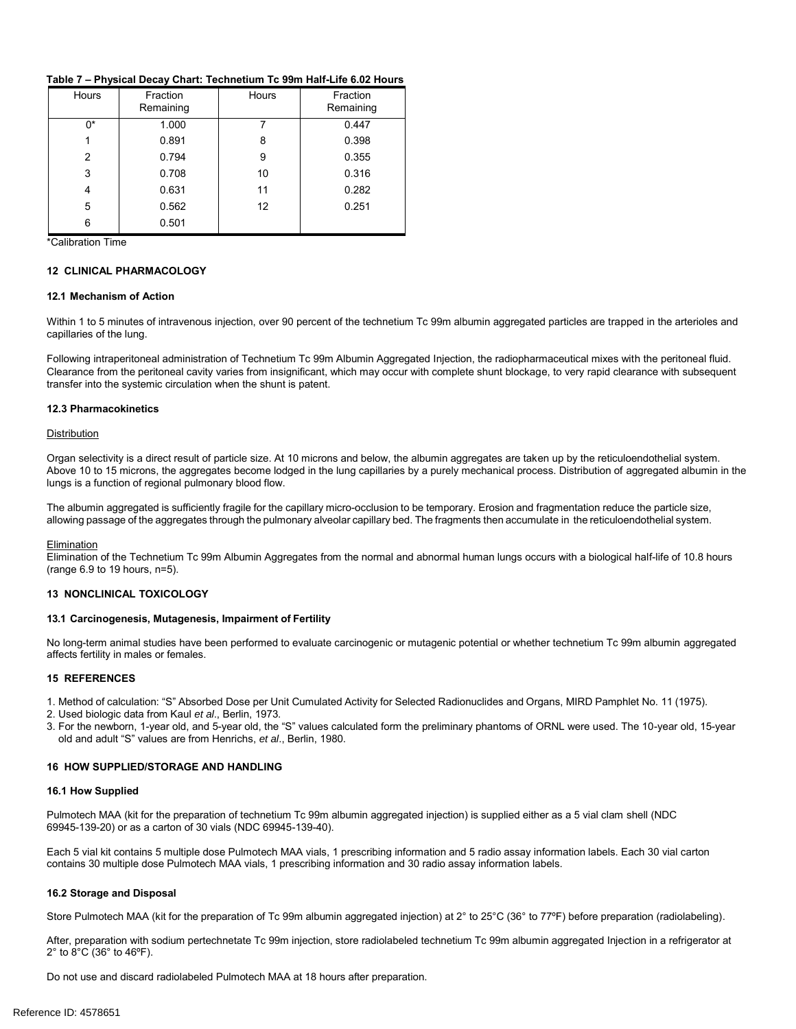**Table 7 – Physical Decay Chart: Technetium Tc 99m Half-Life 6.02 Hours**

| Hours | Fraction Remaining | Hours | Fraction Remaining |
|---|---|---|---|
| 0* | 1.000 | 7 | 0.447 |
| 1 | 0.891 | 8 | 0.398 |
| 2 | 0.794 | 9 | 0.355 |
| 3 | 0.708 | 10 | 0.316 |
| 4 | 0.631 | 11 | 0.282 |
| 5 | 0.562 | 12 | 0.251 |
| 6 | 0.501 | | |

*Calibration Time

## 12 CLINICAL PHARMACOLOGY

### 12.1 Mechanism of Action

Within 1 to 5 minutes of intravenous injection, over 90 percent of the technetium Tc 99m albumin aggregated particles are trapped in the arterioles and capillaries of the lung.

Following intraperitoneal administration of Technetium Tc 99m Albumin Aggregated Injection, the radiopharmaceutical mixes with the peritoneal fluid. Clearance from the peritoneal cavity varies from insignificant, which may occur with complete shunt blockage, to very rapid clearance with subsequent transfer into the systemic circulation when the shunt is patent.

### 12.3 Pharmacokinetics

Distribution

Organ selectivity is a direct result of particle size. At 10 microns and below, the albumin aggregates are taken up by the reticuloendothelial system. Above 10 to 15 microns, the aggregates become lodged in the lung capillaries by a purely mechanical process. Distribution of aggregated albumin in the lungs is a function of regional pulmonary blood flow.

The albumin aggregated is sufficiently fragile for the capillary micro-occlusion to be temporary. Erosion and fragmentation reduce the particle size, allowing passage of the aggregates through the pulmonary alveolar capillary bed. The fragments then accumulate in the reticuloendothelial system.

Elimination

Elimination of the Technetium Tc 99m Albumin Aggregates from the normal and abnormal human lungs occurs with a biological half-life of 10.8 hours (range 6.9 to 19 hours, n=5).

## 13 NONCLINICAL TOXICOLOGY

### 13.1 Carcinogenesis, Mutagenesis, Impairment of Fertility

No long-term animal studies have been performed to evaluate carcinogenic or mutagenic potential or whether technetium Tc 99m albumin aggregated affects fertility in males or females.

## 15 REFERENCES

1. Method of calculation: "S" Absorbed Dose per Unit Cumulated Activity for Selected Radionuclides and Organs, MIRD Pamphlet No. 11 (1975).
2. Used biologic data from Kaul *et al*., Berlin, 1973.
3. For the newborn, 1-year old, and 5-year old, the "S" values calculated form the preliminary phantoms of ORNL were used. The 10-year old, 15-year old and adult "S" values are from Henrichs, *et al*., Berlin, 1980.

## 16 HOW SUPPLIED/STORAGE AND HANDLING

### 16.1 How Supplied

Pulmotech MAA (kit for the preparation of technetium Tc 99m albumin aggregated injection) is supplied either as a 5 vial clam shell (NDC 69945-139-20) or as a carton of 30 vials (NDC 69945-139-40).

Each 5 vial kit contains 5 multiple dose Pulmotech MAA vials, 1 prescribing information and 5 radio assay information labels. Each 30 vial carton contains 30 multiple dose Pulmotech MAA vials, 1 prescribing information and 30 radio assay information labels.

### 16.2 Storage and Disposal

Store Pulmotech MAA (kit for the preparation of Tc 99m albumin aggregated injection) at 2° to 25°C (36° to 77ºF) before preparation (radiolabeling).

After, preparation with sodium pertechnetate Tc 99m injection, store radiolabeled technetium Tc 99m albumin aggregated Injection in a refrigerator at 2° to 8°C (36° to 46ºF).

Do not use and discard radiolabeled Pulmotech MAA at 18 hours after preparation.

Reference ID: 4578651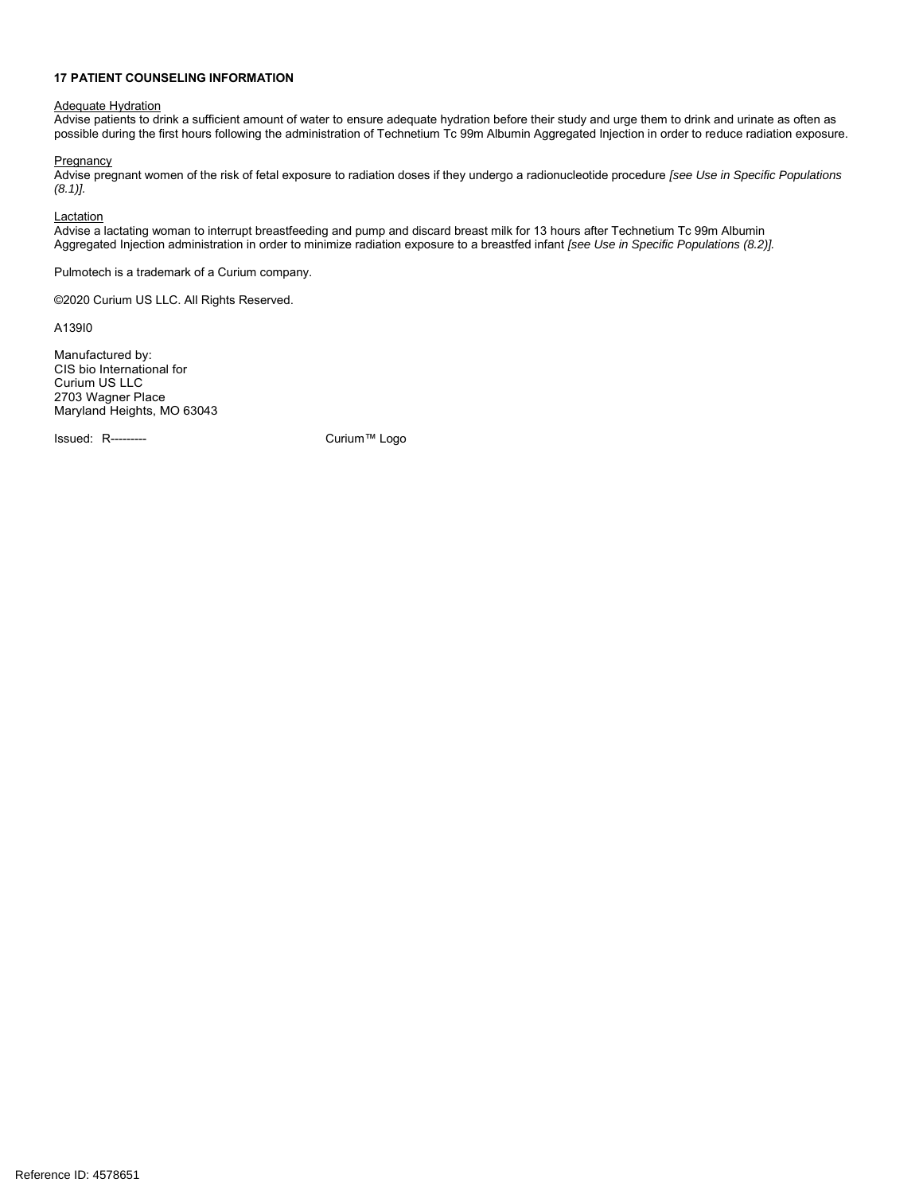## 17 PATIENT COUNSELING INFORMATION

Adequate Hydration
Advise patients to drink a sufficient amount of water to ensure adequate hydration before their study and urge them to drink and urinate as often as possible during the first hours following the administration of Technetium Tc 99m Albumin Aggregated Injection in order to reduce radiation exposure.

Pregnancy
Advise pregnant women of the risk of fetal exposure to radiation doses if they undergo a radionucleotide procedure *[see Use in Specific Populations (8.1)]*.

Lactation
Advise a lactating woman to interrupt breastfeeding and pump and discard breast milk for 13 hours after Technetium Tc 99m Albumin Aggregated Injection administration in order to minimize radiation exposure to a breastfed infant *[see Use in Specific Populations (8.2)]*.

Pulmotech is a trademark of a Curium company.

©2020 Curium US LLC. All Rights Reserved.

A139I0

Manufactured by:
CIS bio International for
Curium US LLC
2703 Wagner Place
Maryland Heights, MO 63043

Issued: R---------

Curium™ Logo

Reference ID: 4578651